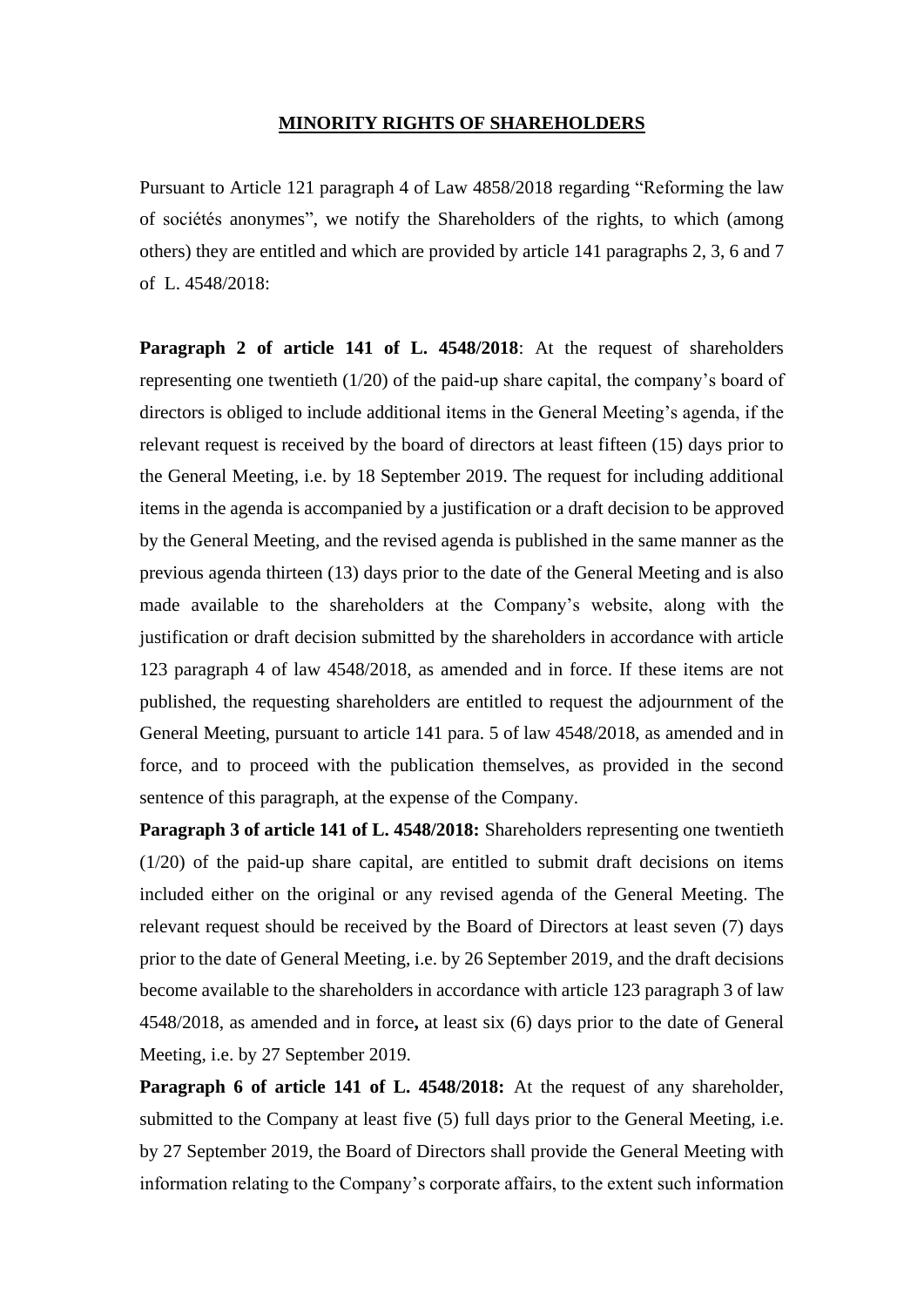# **MINORITY RIGHTS OF SHAREHOLDERS**

Pursuant to Article 121 paragraph 4 of Law 4858/2018 regarding "Reforming the law of sociétés anonymes", we notify the Shareholders of the rights, to which (among others) they are entitled and which are provided by article 141 paragraphs 2, 3, 6 and 7 of L. 4548/2018:

**Paragraph 2 of article 141 of L. 4548/2018**: At the request of shareholders representing one twentieth (1/20) of the paid-up share capital, the company's board of directors is obliged to include additional items in the General Meeting's agenda, if the relevant request is received by the board of directors at least fifteen (15) days prior to the General Meeting, i.e. by 18 September 2019. The request for including additional items in the agenda is accompanied by a justification or a draft decision to be approved by the General Meeting, and the revised agenda is published in the same manner as the previous agenda thirteen (13) days prior to the date of the General Meeting and is also made available to the shareholders at the Company's website, along with the justification or draft decision submitted by the shareholders in accordance with article 123 paragraph 4 of law 4548/2018, as amended and in force. If these items are not published, the requesting shareholders are entitled to request the adjournment of the General Meeting, pursuant to article 141 para. 5 of law 4548/2018, as amended and in force, and to proceed with the publication themselves, as provided in the second sentence of this paragraph, at the expense of the Company.

**Paragraph 3 of article 141 of L. 4548/2018:** Shareholders representing one twentieth (1/20) of the paid-up share capital, are entitled to submit draft decisions on items included either on the original or any revised agenda of the General Meeting. The relevant request should be received by the Board of Directors at least seven (7) days prior to the date of General Meeting, i.e. by 26 September 2019, and the draft decisions become available to the shareholders in accordance with article 123 paragraph 3 of law 4548/2018, as amended and in force**,** at least six (6) days prior to the date of General Meeting, i.e. by 27 September 2019.

**Paragraph 6 of article 141 of L. 4548/2018:** At the request of any shareholder, submitted to the Company at least five (5) full days prior to the General Meeting, i.e. by 27 September 2019, the Board of Directors shall provide the General Meeting with information relating to the Company's corporate affairs, to the extent such information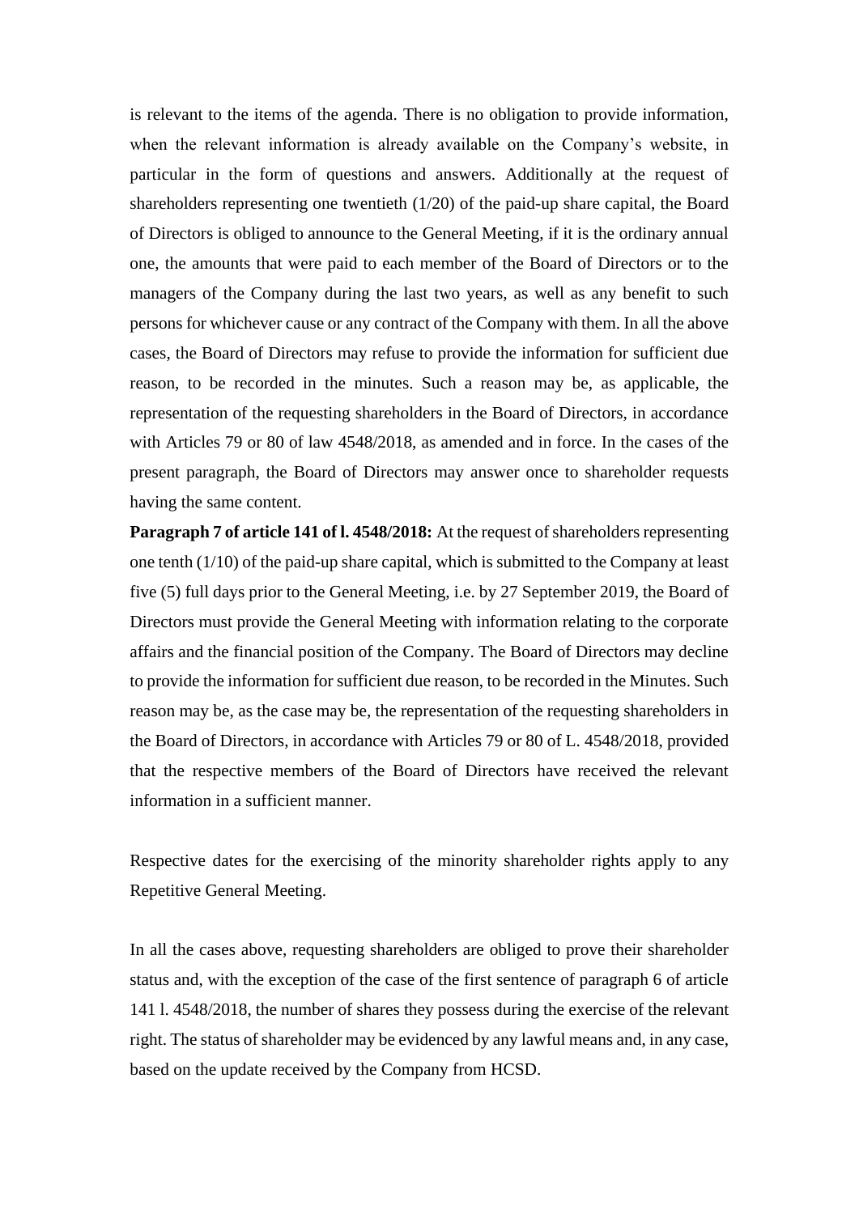is relevant to the items of the agenda. There is no obligation to provide information, when the relevant information is already available on the Company's website, in particular in the form of questions and answers. Additionally at the request of shareholders representing one twentieth (1/20) of the paid-up share capital, the Board of Directors is obliged to announce to the General Meeting, if it is the ordinary annual one, the amounts that were paid to each member of the Board of Directors or to the managers of the Company during the last two years, as well as any benefit to such persons for whichever cause or any contract of the Company with them. In all the above cases, the Board of Directors may refuse to provide the information for sufficient due reason, to be recorded in the minutes. Such a reason may be, as applicable, the representation of the requesting shareholders in the Board of Directors, in accordance with Articles 79 or 80 of law 4548/2018, as amended and in force. In the cases of the present paragraph, the Board of Directors may answer once to shareholder requests having the same content.

**Paragraph 7 of article 141 of l. 4548/2018:** At the request of shareholders representing one tenth (1/10) of the paid-up share capital, which is submitted to the Company at least five (5) full days prior to the General Meeting, i.e. by 27 September 2019, the Board of Directors must provide the General Meeting with information relating to the corporate affairs and the financial position of the Company. The Board of Directors may decline to provide the information for sufficient due reason, to be recorded in the Minutes. Such reason may be, as the case may be, the representation of the requesting shareholders in the Board of Directors, in accordance with Articles 79 or 80 of L. 4548/2018, provided that the respective members of the Board of Directors have received the relevant information in a sufficient manner.

Respective dates for the exercising of the minority shareholder rights apply to any Repetitive General Meeting.

In all the cases above, requesting shareholders are obliged to prove their shareholder status and, with the exception of the case of the first sentence of paragraph 6 of article 141 l. 4548/2018, the number of shares they possess during the exercise of the relevant right. The status of shareholder may be evidenced by any lawful means and, in any case, based on the update received by the Company from HCSD.